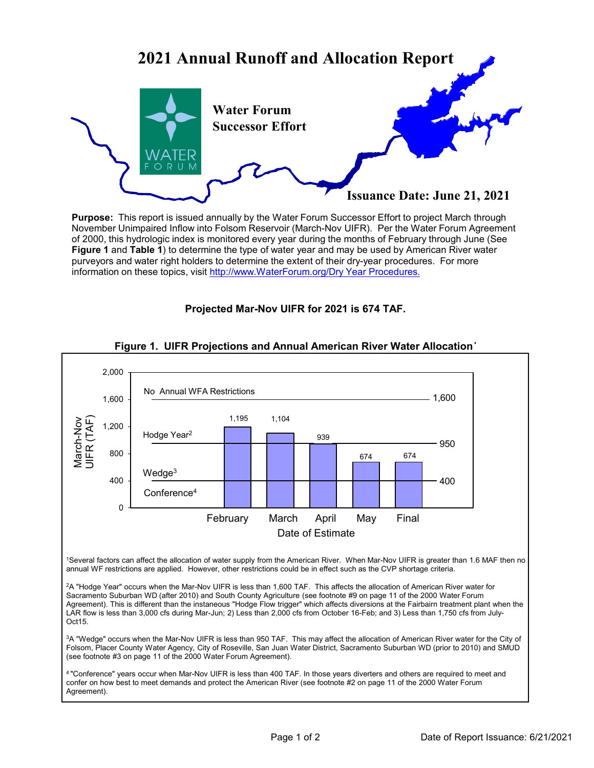# 2021 Annual Runoff and Allocation Report

**Water Forum Successor Effort**

**Issuance Date: June 21, 2021**

**Purpose:** This report is issued annually by the Water Forum Successor Effort to project March through November Unimpaired Inflow into Folsom Reservoir (March-Nov UIFR). Per the Water Forum Agreement of 2000, this hydrologic index is monitored every year during the months of February through June (See **Figure 1** and **Table 1**) to determine the type of water year and may be used by American River water purveyors and water right holders to determine the extent of their dry-year procedures. For more information on these topics, visit http://www.WaterForum.org/Dry Year Procedures.

**Projected Mar-Nov UIFR for 2021 is 674 TAF.**

**Figure 1. UIFR Projections and Annual American River Water Allocation**[1]

| Date of Estimate | March-Nov UIFR (TAF) |
|---|---|
| February | 1,195 |
| March | 1,104 |
| April | 939 |
| May | 674 |
| Final | 674 |

Thresholds: No Annual WFA Restrictions (1,600); Hodge Year[2] (950); Wedge[3] (400); Conference[4] (below 400).

[1]Several factors can affect the allocation of water supply from the American River. When Mar-Nov UIFR is greater than 1.6 MAF then no annual WF restrictions are applied. However, other restrictions could be in effect such as the CVP shortage criteria.

[2]A "Hodge Year" occurs when the Mar-Nov UIFR is less than 1,600 TAF. This affects the allocation of American River water for Sacramento Suburban WD (after 2010) and South County Agriculture (see footnote #9 on page 11 of the 2000 Water Forum Agreement). This is different than the instaneous "Hodge Flow trigger" which affects diversions at the Fairbairn treatment plant when the LAR flow is less than 3,000 cfs during Mar-Jun; 2) Less than 2,000 cfs from October 16-Feb; and 3) Less than 1,750 cfs from July-Oct15.

[3]A "Wedge" occurs when the Mar-Nov UIFR is less than 950 TAF. This may affect the allocation of American River water for the City of Folsom, Placer County Water Agency, City of Roseville, San Juan Water District, Sacramento Suburban WD (prior to 2010) and SMUD (see footnote #3 on page 11 of the 2000 Water Forum Agreement).

[4] "Conference" years occur when Mar-Nov UIFR is less than 400 TAF. In those years diverters and others are required to meet and confer on how best to meet demands and protect the American River (see footnote #2 on page 11 of the 2000 Water Forum Agreement).

Date of Report Issuance: 6/21/2021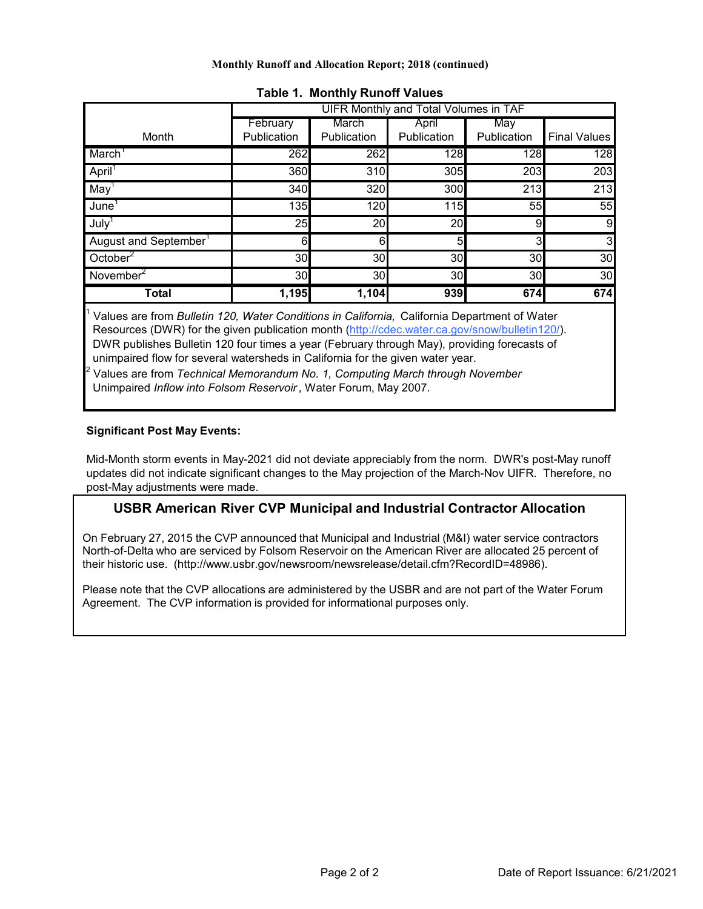**Monthly Runoff and Allocation Report; 2018 (continued)**

**Table 1. Monthly Runoff Values**

| Month | UIFR Monthly and Total Volumes in TAF | | | | |
|---|---|---|---|---|---|
| | February Publication | March Publication | April Publication | May Publication | Final Values |
| March[1] | 262 | 262 | 128 | 128 | 128 |
| April[1] | 360 | 310 | 305 | 203 | 203 |
| May[1] | 340 | 320 | 300 | 213 | 213 |
| June[1] | 135 | 120 | 115 | 55 | 55 |
| July[1] | 25 | 20 | 20 | 9 | 9 |
| August and September[1] | 6 | 6 | 5 | 3 | 3 |
| October[2] | 30 | 30 | 30 | 30 | 30 |
| November[2] | 30 | 30 | 30 | 30 | 30 |
| **Total** | **1,195** | **1,104** | **939** | **674** | **674** |

[1] Values are from *Bulletin 120, Water Conditions in California,* California Department of Water Resources (DWR) for the given publication month (http://cdec.water.ca.gov/snow/bulletin120/). DWR publishes Bulletin 120 four times a year (February through May), providing forecasts of unimpaired flow for several watersheds in California for the given water year.

[2] Values are from *Technical Memorandum No. 1, Computing March through November* Unimpaired *Inflow into Folsom Reservoir*, Water Forum, May 2007.

**Significant Post May Events:**

Mid-Month storm events in May-2021 did not deviate appreciably from the norm. DWR's post-May runoff updates did not indicate significant changes to the May projection of the March-Nov UIFR. Therefore, no post-May adjustments were made.

## USBR American River CVP Municipal and Industrial Contractor Allocation

On February 27, 2015 the CVP announced that Municipal and Industrial (M&I) water service contractors North-of-Delta who are serviced by Folsom Reservoir on the American River are allocated 25 percent of their historic use. (http://www.usbr.gov/newsroom/newsrelease/detail.cfm?RecordID=48986).

Please note that the CVP allocations are administered by the USBR and are not part of the Water Forum Agreement. The CVP information is provided for informational purposes only.

Date of Report Issuance: 6/21/2021